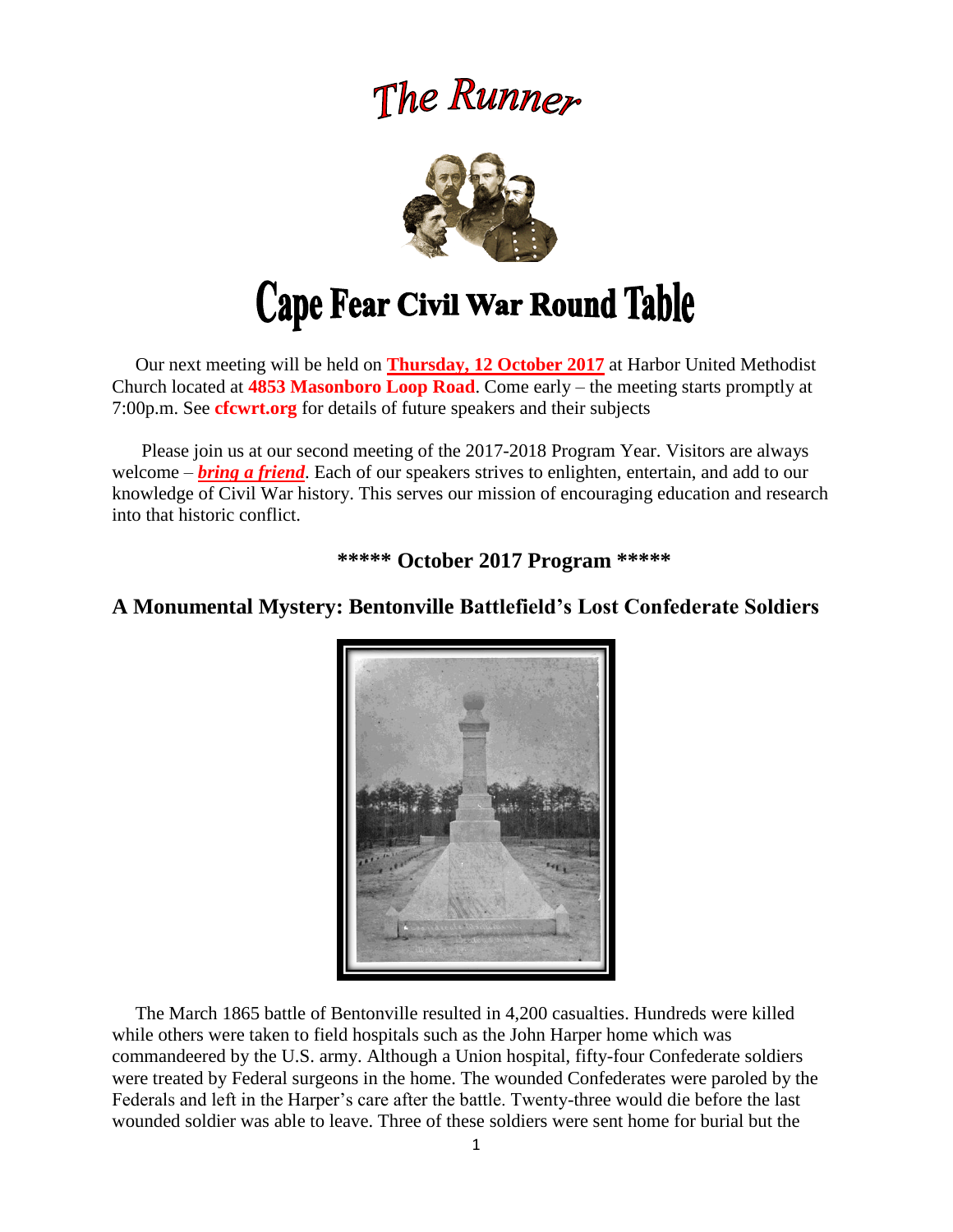# The Runner

# Cape Fear Civil War Round Table

Our next meeting will be held on **Thursday, 12 October 2017** at Harbor United Methodist Church located at **4853 Masonboro Loop Road**. Come early – the meeting starts promptly at 7:00p.m. See **cfcwrt.org** for details of future speakers and their subjects

Please join us at our second meeting of the 2017-2018 Program Year. Visitors are always welcome – ***bring a friend***. Each of our speakers strives to enlighten, entertain, and add to our knowledge of Civil War history. This serves our mission of encouraging education and research into that historic conflict.

**\*\*\*\*\* October 2017 Program \*\*\*\*\***

## A Monumental Mystery: Bentonville Battlefield's Lost Confederate Soldiers

The March 1865 battle of Bentonville resulted in 4,200 casualties. Hundreds were killed while others were taken to field hospitals such as the John Harper home which was commandeered by the U.S. army. Although a Union hospital, fifty-four Confederate soldiers were treated by Federal surgeons in the home. The wounded Confederates were paroled by the Federals and left in the Harper's care after the battle. Twenty-three would die before the last wounded soldier was able to leave. Three of these soldiers were sent home for burial but the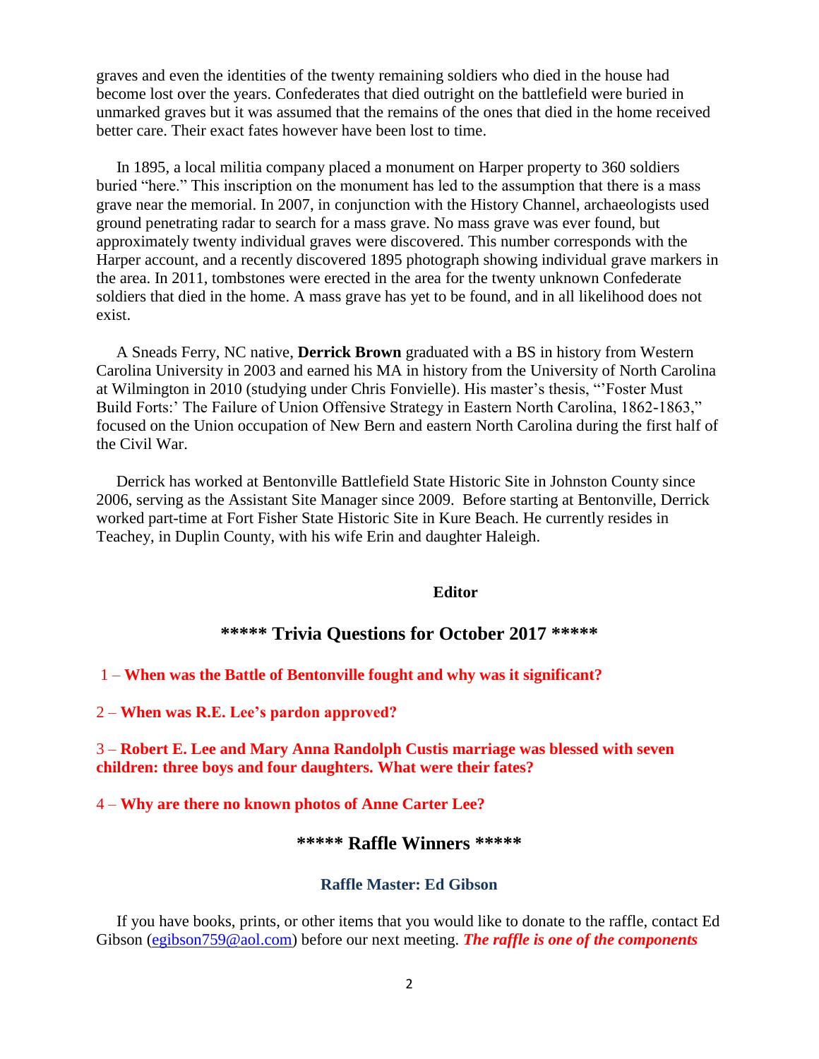graves and even the identities of the twenty remaining soldiers who died in the house had become lost over the years. Confederates that died outright on the battlefield were buried in unmarked graves but it was assumed that the remains of the ones that died in the home received better care. Their exact fates however have been lost to time.

In 1895, a local militia company placed a monument on Harper property to 360 soldiers buried "here." This inscription on the monument has led to the assumption that there is a mass grave near the memorial. In 2007, in conjunction with the History Channel, archaeologists used ground penetrating radar to search for a mass grave. No mass grave was ever found, but approximately twenty individual graves were discovered. This number corresponds with the Harper account, and a recently discovered 1895 photograph showing individual grave markers in the area. In 2011, tombstones were erected in the area for the twenty unknown Confederate soldiers that died in the home. A mass grave has yet to be found, and in all likelihood does not exist.

A Sneads Ferry, NC native, **Derrick Brown** graduated with a BS in history from Western Carolina University in 2003 and earned his MA in history from the University of North Carolina at Wilmington in 2010 (studying under Chris Fonvielle). His master's thesis, "'Foster Must Build Forts:' The Failure of Union Offensive Strategy in Eastern North Carolina, 1862-1863," focused on the Union occupation of New Bern and eastern North Carolina during the first half of the Civil War.

Derrick has worked at Bentonville Battlefield State Historic Site in Johnston County since 2006, serving as the Assistant Site Manager since 2009. Before starting at Bentonville, Derrick worked part-time at Fort Fisher State Historic Site in Kure Beach. He currently resides in Teachey, in Duplin County, with his wife Erin and daughter Haleigh.

**Editor**

## ***** Trivia Questions for October 2017 *****

1 – **When was the Battle of Bentonville fought and why was it significant?**

2 – **When was R.E. Lee's pardon approved?**

3 – **Robert E. Lee and Mary Anna Randolph Custis marriage was blessed with seven children: three boys and four daughters. What were their fates?**

4 – **Why are there no known photos of Anne Carter Lee?**

## ***** Raffle Winners *****

### Raffle Master: Ed Gibson

If you have books, prints, or other items that you would like to donate to the raffle, contact Ed Gibson (egibson759@aol.com) before our next meeting. ***The raffle is one of the components***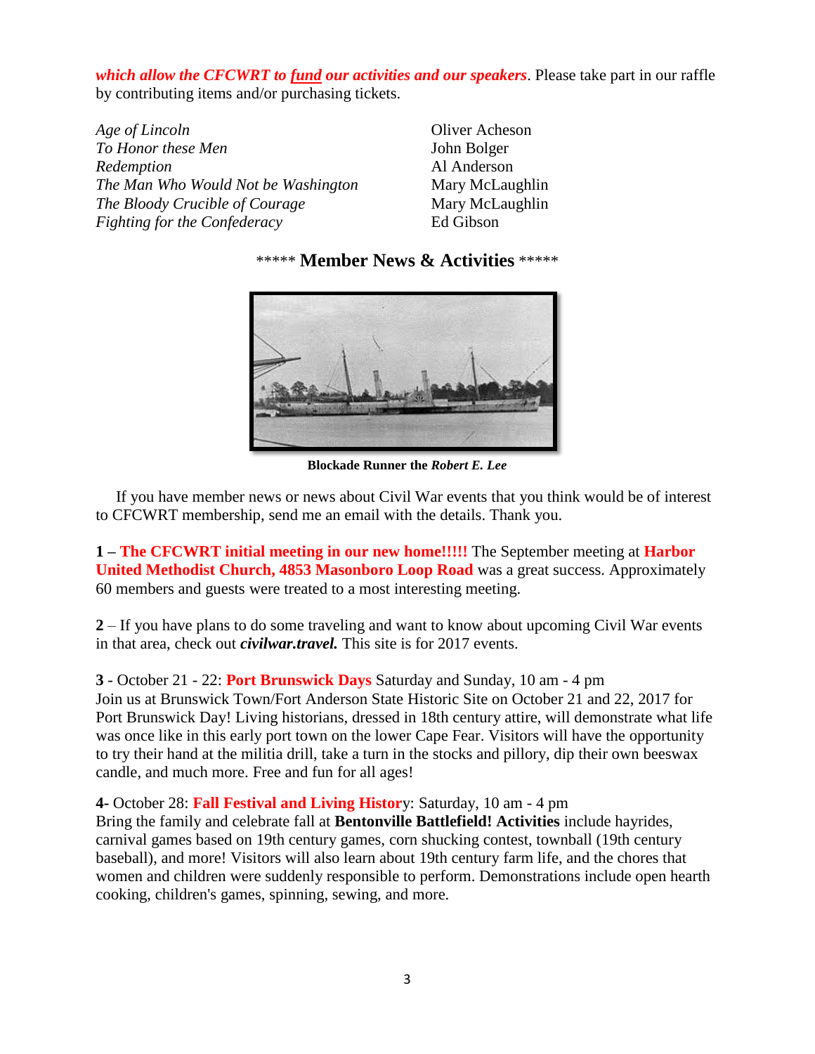***which allow the CFCWRT to fund our activities and our speakers***. Please take part in our raffle by contributing items and/or purchasing tickets.

| | |
|---|---|
| *Age of Lincoln* | Oliver Acheson |
| *To Honor these Men* | John Bolger |
| *Redemption* | Al Anderson |
| *The Man Who Would Not be Washington* | Mary McLaughlin |
| *The Bloody Crucible of Courage* | Mary McLaughlin |
| *Fighting for the Confederacy* | Ed Gibson |

## ***** Member News & Activities *****

**Blockade Runner the *Robert E. Lee***

If you have member news or news about Civil War events that you think would be of interest to CFCWRT membership, send me an email with the details. Thank you.

**1 – The CFCWRT initial meeting in our new home!!!!!** The September meeting at **Harbor United Methodist Church, 4853 Masonboro Loop Road** was a great success. Approximately 60 members and guests were treated to a most interesting meeting.

**2** – If you have plans to do some traveling and want to know about upcoming Civil War events in that area, check out ***civilwar.travel.*** This site is for 2017 events.

**3** - October 21 - 22: **Port Brunswick Days** Saturday and Sunday, 10 am - 4 pm
Join us at Brunswick Town/Fort Anderson State Historic Site on October 21 and 22, 2017 for Port Brunswick Day! Living historians, dressed in 18th century attire, will demonstrate what life was once like in this early port town on the lower Cape Fear. Visitors will have the opportunity to try their hand at the militia drill, take a turn in the stocks and pillory, dip their own beeswax candle, and much more. Free and fun for all ages!

**4**- October 28: **Fall Festival and Living Histor**y: Saturday, 10 am - 4 pm
Bring the family and celebrate fall at **Bentonville Battlefield! Activities** include hayrides, carnival games based on 19th century games, corn shucking contest, townball (19th century baseball), and more! Visitors will also learn about 19th century farm life, and the chores that women and children were suddenly responsible to perform. Demonstrations include open hearth cooking, children's games, spinning, sewing, and more.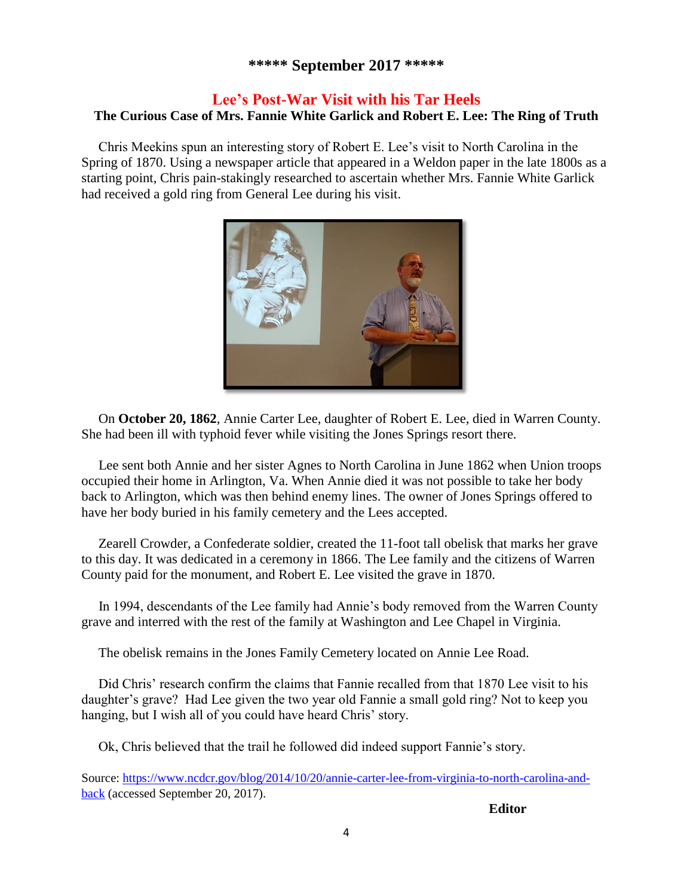**\*\*\*\*\* September 2017 \*\*\*\*\***

## Lee's Post-War Visit with his Tar Heels

### The Curious Case of Mrs. Fannie White Garlick and Robert E. Lee: The Ring of Truth

Chris Meekins spun an interesting story of Robert E. Lee's visit to North Carolina in the Spring of 1870. Using a newspaper article that appeared in a Weldon paper in the late 1800s as a starting point, Chris pain-stakingly researched to ascertain whether Mrs. Fannie White Garlick had received a gold ring from General Lee during his visit.

On **October 20, 1862**, Annie Carter Lee, daughter of Robert E. Lee, died in Warren County. She had been ill with typhoid fever while visiting the Jones Springs resort there.

Lee sent both Annie and her sister Agnes to North Carolina in June 1862 when Union troops occupied their home in Arlington, Va. When Annie died it was not possible to take her body back to Arlington, which was then behind enemy lines. The owner of Jones Springs offered to have her body buried in his family cemetery and the Lees accepted.

Zearell Crowder, a Confederate soldier, created the 11-foot tall obelisk that marks her grave to this day. It was dedicated in a ceremony in 1866. The Lee family and the citizens of Warren County paid for the monument, and Robert E. Lee visited the grave in 1870.

In 1994, descendants of the Lee family had Annie's body removed from the Warren County grave and interred with the rest of the family at Washington and Lee Chapel in Virginia.

The obelisk remains in the Jones Family Cemetery located on Annie Lee Road.

Did Chris' research confirm the claims that Fannie recalled from that 1870 Lee visit to his daughter's grave? Had Lee given the two year old Fannie a small gold ring? Not to keep you hanging, but I wish all of you could have heard Chris' story.

Ok, Chris believed that the trail he followed did indeed support Fannie's story.

Source: [https://www.ncdcr.gov/blog/2014/10/20/annie-carter-lee-from-virginia-to-north-carolina-and-back](https://www.ncdcr.gov/blog/2014/10/20/annie-carter-lee-from-virginia-to-north-carolina-and-back) (accessed September 20, 2017).

**Editor**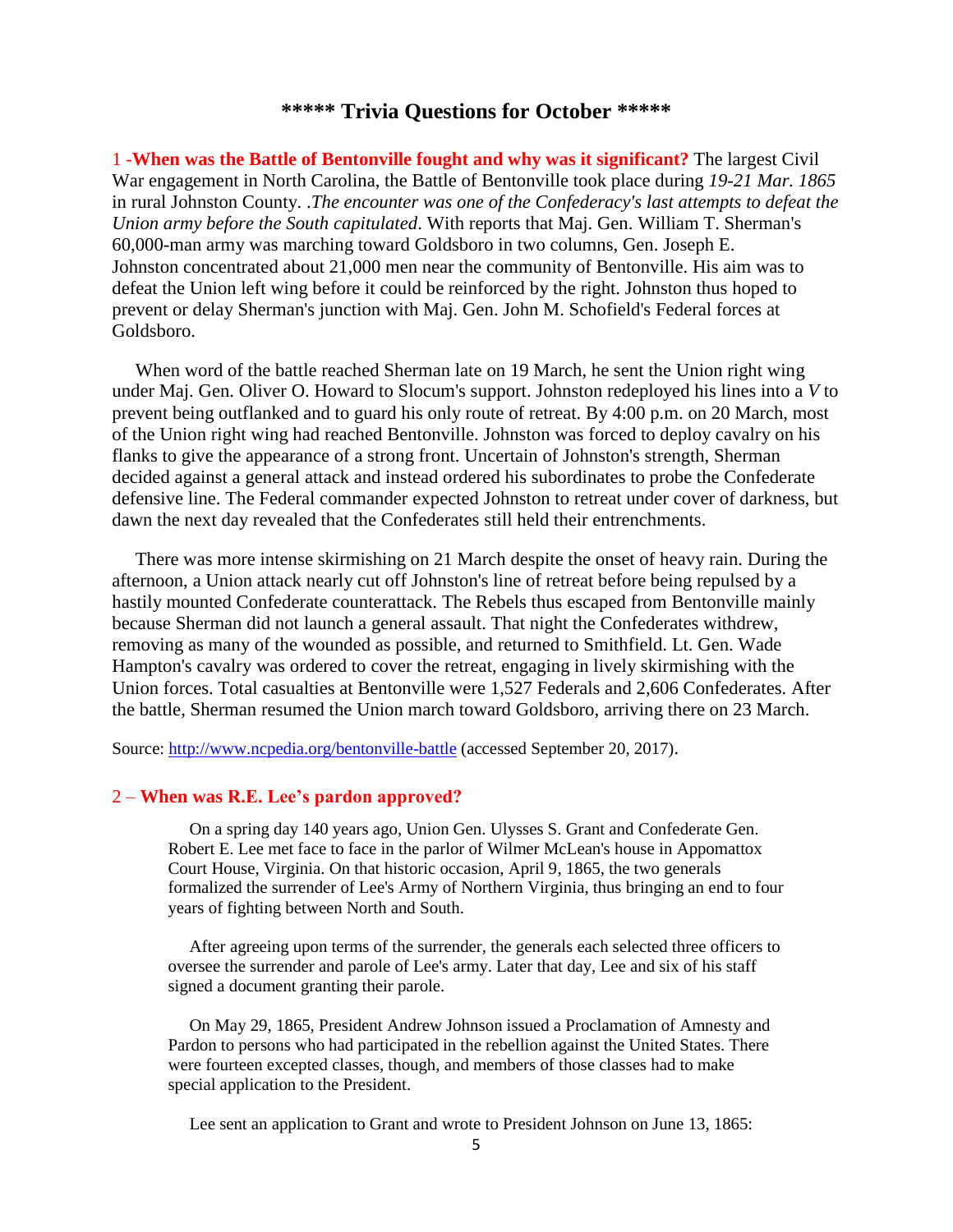## ***** Trivia Questions for October *****

1 -**When was the Battle of Bentonville fought and why was it significant?** The largest Civil War engagement in North Carolina, the Battle of Bentonville took place during *19-21 Mar. 1865* in rural Johnston County. .*The encounter was one of the Confederacy's last attempts to defeat the Union army before the South capitulated*. With reports that Maj. Gen. William T. Sherman's 60,000-man army was marching toward Goldsboro in two columns, Gen. Joseph E. Johnston concentrated about 21,000 men near the community of Bentonville. His aim was to defeat the Union left wing before it could be reinforced by the right. Johnston thus hoped to prevent or delay Sherman's junction with Maj. Gen. John M. Schofield's Federal forces at Goldsboro.

When word of the battle reached Sherman late on 19 March, he sent the Union right wing under Maj. Gen. Oliver O. Howard to Slocum's support. Johnston redeployed his lines into a *V* to prevent being outflanked and to guard his only route of retreat. By 4:00 p.m. on 20 March, most of the Union right wing had reached Bentonville. Johnston was forced to deploy cavalry on his flanks to give the appearance of a strong front. Uncertain of Johnston's strength, Sherman decided against a general attack and instead ordered his subordinates to probe the Confederate defensive line. The Federal commander expected Johnston to retreat under cover of darkness, but dawn the next day revealed that the Confederates still held their entrenchments.

There was more intense skirmishing on 21 March despite the onset of heavy rain. During the afternoon, a Union attack nearly cut off Johnston's line of retreat before being repulsed by a hastily mounted Confederate counterattack. The Rebels thus escaped from Bentonville mainly because Sherman did not launch a general assault. That night the Confederates withdrew, removing as many of the wounded as possible, and returned to Smithfield. Lt. Gen. Wade Hampton's cavalry was ordered to cover the retreat, engaging in lively skirmishing with the Union forces. Total casualties at Bentonville were 1,527 Federals and 2,606 Confederates. After the battle, Sherman resumed the Union march toward Goldsboro, arriving there on 23 March.

Source: http://www.ncpedia.org/bentonville-battle (accessed September 20, 2017).

2 – **When was R.E. Lee's pardon approved?**

> On a spring day 140 years ago, Union Gen. Ulysses S. Grant and Confederate Gen. Robert E. Lee met face to face in the parlor of Wilmer McLean's house in Appomattox Court House, Virginia. On that historic occasion, April 9, 1865, the two generals formalized the surrender of Lee's Army of Northern Virginia, thus bringing an end to four years of fighting between North and South.
>
> After agreeing upon terms of the surrender, the generals each selected three officers to oversee the surrender and parole of Lee's army. Later that day, Lee and six of his staff signed a document granting their parole.
>
> On May 29, 1865, President Andrew Johnson issued a Proclamation of Amnesty and Pardon to persons who had participated in the rebellion against the United States. There were fourteen excepted classes, though, and members of those classes had to make special application to the President.
>
> Lee sent an application to Grant and wrote to President Johnson on June 13, 1865: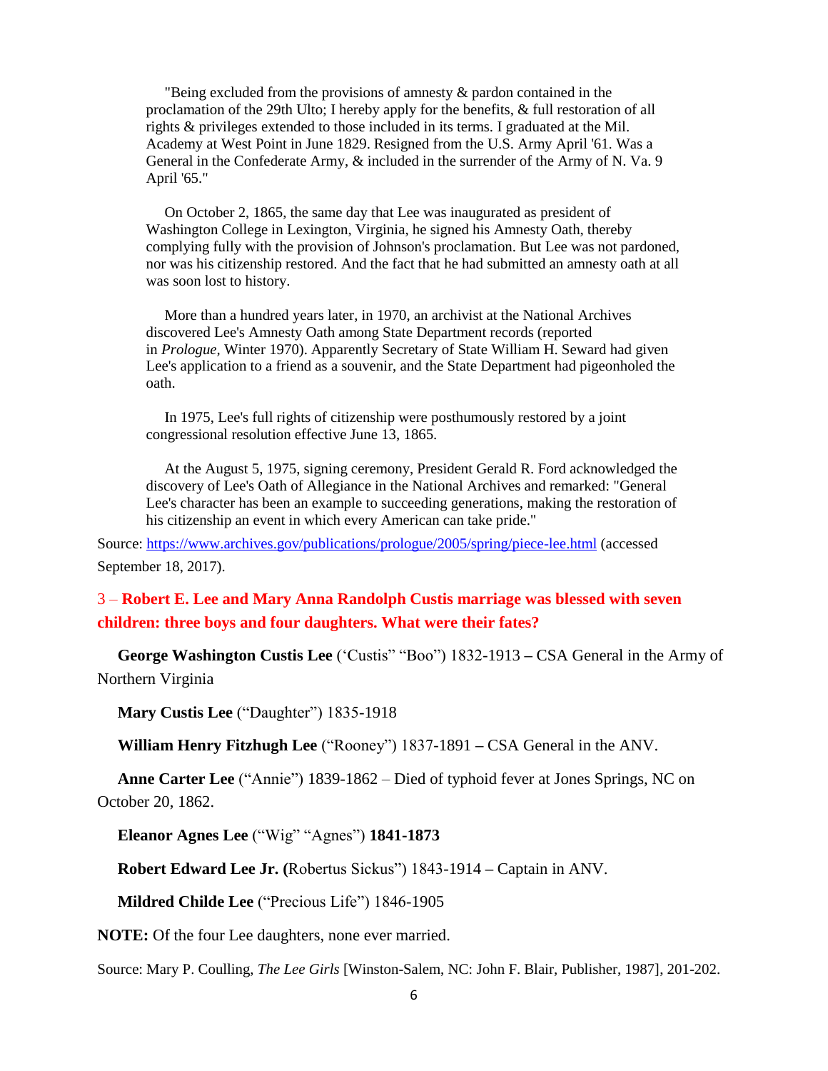"Being excluded from the provisions of amnesty & pardon contained in the proclamation of the 29th Ulto; I hereby apply for the benefits, & full restoration of all rights & privileges extended to those included in its terms. I graduated at the Mil. Academy at West Point in June 1829. Resigned from the U.S. Army April '61. Was a General in the Confederate Army, & included in the surrender of the Army of N. Va. 9 April '65."

On October 2, 1865, the same day that Lee was inaugurated as president of Washington College in Lexington, Virginia, he signed his Amnesty Oath, thereby complying fully with the provision of Johnson's proclamation. But Lee was not pardoned, nor was his citizenship restored. And the fact that he had submitted an amnesty oath at all was soon lost to history.

More than a hundred years later, in 1970, an archivist at the National Archives discovered Lee's Amnesty Oath among State Department records (reported in *Prologue,* Winter 1970). Apparently Secretary of State William H. Seward had given Lee's application to a friend as a souvenir, and the State Department had pigeonholed the oath.

In 1975, Lee's full rights of citizenship were posthumously restored by a joint congressional resolution effective June 13, 1865.

At the August 5, 1975, signing ceremony, President Gerald R. Ford acknowledged the discovery of Lee's Oath of Allegiance in the National Archives and remarked: "General Lee's character has been an example to succeeding generations, making the restoration of his citizenship an event in which every American can take pride."

Source: https://www.archives.gov/publications/prologue/2005/spring/piece-lee.html (accessed September 18, 2017).

### 3 – Robert E. Lee and Mary Anna Randolph Custis marriage was blessed with seven children: three boys and four daughters. What were their fates?

**George Washington Custis Lee** ('Custis" "Boo") 1832-1913 **–** CSA General in the Army of Northern Virginia

**Mary Custis Lee** ("Daughter") 1835-1918

**William Henry Fitzhugh Lee** ("Rooney") 1837-1891 **–** CSA General in the ANV.

**Anne Carter Lee** ("Annie") 1839-1862 – Died of typhoid fever at Jones Springs, NC on October 20, 1862.

**Eleanor Agnes Lee** ("Wig" "Agnes") **1841-1873**

**Robert Edward Lee Jr. (**Robertus Sickus") 1843-1914 **–** Captain in ANV.

**Mildred Childe Lee** ("Precious Life") 1846-1905

**NOTE:** Of the four Lee daughters, none ever married.

Source: Mary P. Coulling, *The Lee Girls* [Winston-Salem, NC: John F. Blair, Publisher, 1987], 201-202.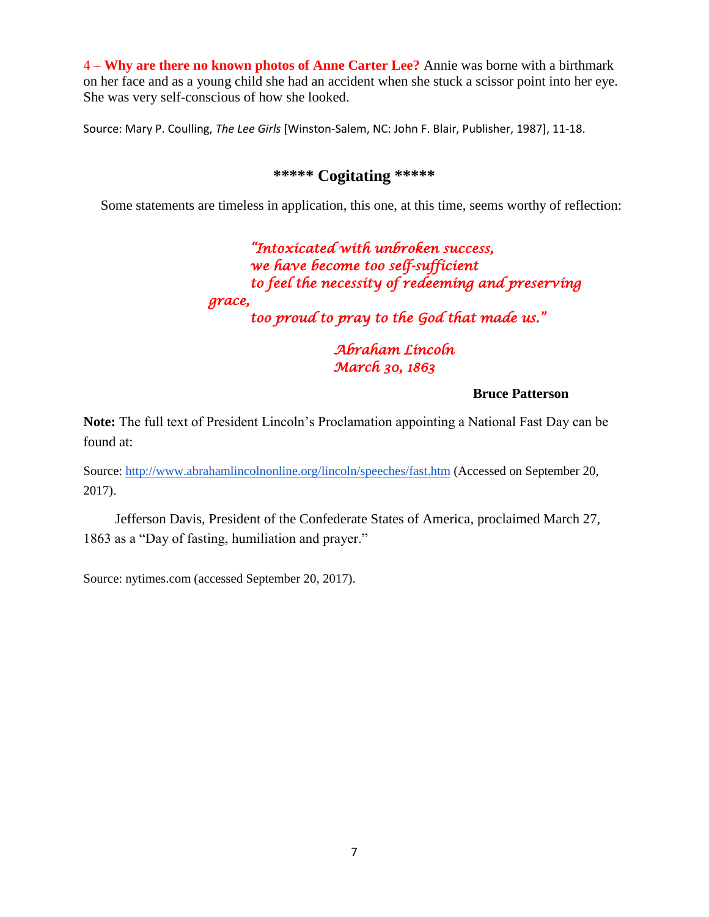4 – **Why are there no known photos of Anne Carter Lee?** Annie was borne with a birthmark on her face and as a young child she had an accident when she stuck a scissor point into her eye. She was very self-conscious of how she looked.

Source: Mary P. Coulling, *The Lee Girls* [Winston-Salem, NC: John F. Blair, Publisher, 1987], 11-18.

## ***** Cogitating *****

Some statements are timeless in application, this one, at this time, seems worthy of reflection:

*"Intoxicated with unbroken success,*
*we have become too self-sufficient*
*to feel the necessity of redeeming and preserving grace,*
*too proud to pray to the God that made us."*

*Abraham Lincoln*
*March 30, 1863*

**Bruce Patterson**

**Note:** The full text of President Lincoln's Proclamation appointing a National Fast Day can be found at:

Source: http://www.abrahamlincolnonline.org/lincoln/speeches/fast.htm (Accessed on September 20, 2017).

Jefferson Davis, President of the Confederate States of America, proclaimed March 27, 1863 as a "Day of fasting, humiliation and prayer."

Source: nytimes.com (accessed September 20, 2017).